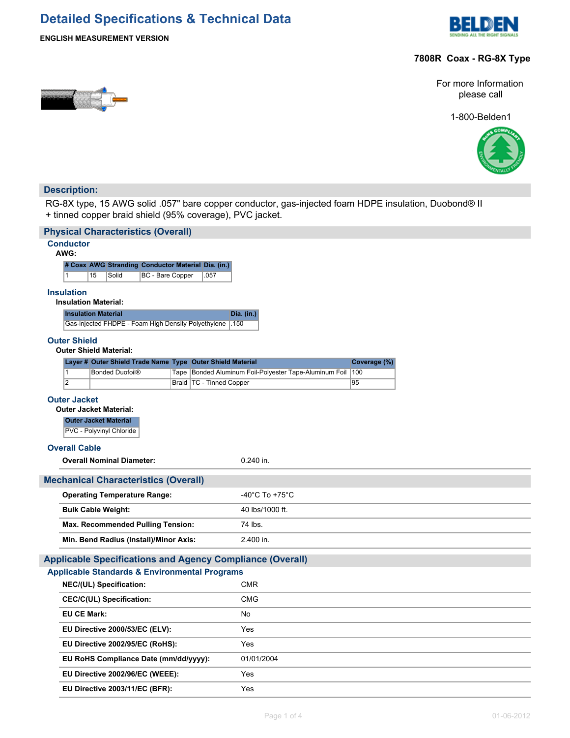# Detailed Specifications & Technical Data

**ENGLISH MEASUREMENT VERSION**

**7808R Coax - RG-8X Type**

For more Information please call

1-800-Belden1

## Description:

RG-8X type, 15 AWG solid .057" bare copper conductor, gas-injected foam HDPE insulation, Duobond® II + tinned copper braid shield (95% coverage), PVC jacket.

## Physical Characteristics (Overall)

### Conductor

**AWG:**

| # Coax | AWG | Stranding | Conductor Material | Dia. (in.) |
|---|---|---|---|---|
| 1 | 15 | Solid | BC - Bare Copper | .057 |

### Insulation

**Insulation Material:**

| Insulation Material | Dia. (in.) |
|---|---|
| Gas-injected FHDPE - Foam High Density Polyethylene | .150 |

### Outer Shield

**Outer Shield Material:**

| Layer # | Outer Shield Trade Name | Type | Outer Shield Material | Coverage (%) |
|---|---|---|---|---|
| 1 | Bonded Duofoil® | Tape | Bonded Aluminum Foil-Polyester Tape-Aluminum Foil | 100 |
| 2 | | Braid | TC - Tinned Copper | 95 |

### Outer Jacket

**Outer Jacket Material:**

| Outer Jacket Material |
|---|
| PVC - Polyvinyl Chloride |

### Overall Cable

| | |
|---|---|
| **Overall Nominal Diameter:** | 0.240 in. |

## Mechanical Characteristics (Overall)

| | |
|---|---|
| **Operating Temperature Range:** | -40°C To +75°C |
| **Bulk Cable Weight:** | 40 lbs/1000 ft. |
| **Max. Recommended Pulling Tension:** | 74 lbs. |
| **Min. Bend Radius (Install)/Minor Axis:** | 2.400 in. |

## Applicable Specifications and Agency Compliance (Overall)

### Applicable Standards & Environmental Programs

| | |
|---|---|
| **NEC/(UL) Specification:** | CMR |
| **CEC/C(UL) Specification:** | CMG |
| **EU CE Mark:** | No |
| **EU Directive 2000/53/EC (ELV):** | Yes |
| **EU Directive 2002/95/EC (RoHS):** | Yes |
| **EU RoHS Compliance Date (mm/dd/yyyy):** | 01/01/2004 |
| **EU Directive 2002/96/EC (WEEE):** | Yes |
| **EU Directive 2003/11/EC (BFR):** | Yes |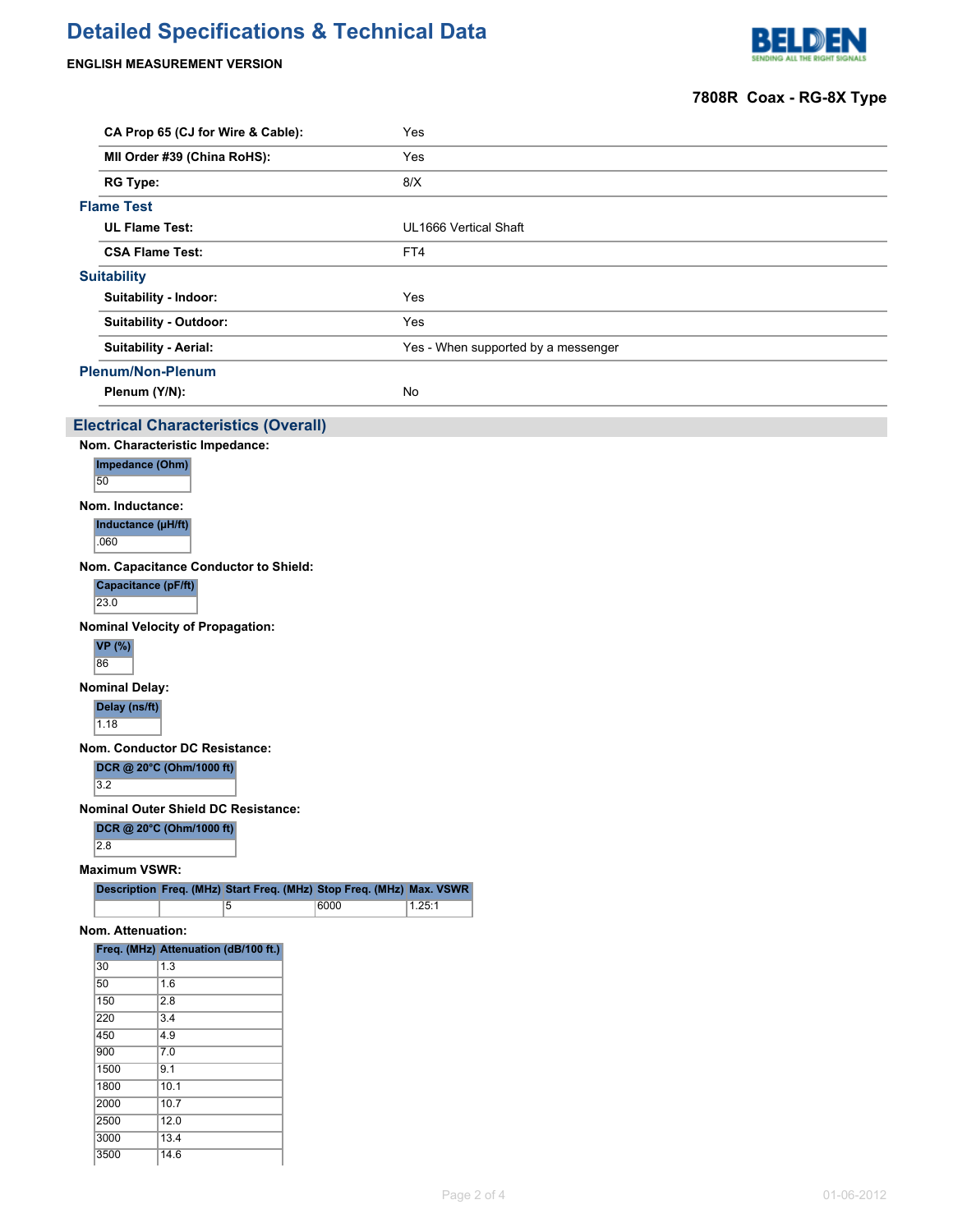# Detailed Specifications & Technical Data

**ENGLISH MEASUREMENT VERSION**

**7808R Coax - RG-8X Type**

| | |
|---|---|
| **CA Prop 65 (CJ for Wire & Cable):** | Yes |
| **MII Order #39 (China RoHS):** | Yes |
| **RG Type:** | 8/X |

### Flame Test

| | |
|---|---|
| **UL Flame Test:** | UL1666 Vertical Shaft |
| **CSA Flame Test:** | FT4 |

### Suitability

| | |
|---|---|
| **Suitability - Indoor:** | Yes |
| **Suitability - Outdoor:** | Yes |
| **Suitability - Aerial:** | Yes - When supported by a messenger |

### Plenum/Non-Plenum

| | |
|---|---|
| **Plenum (Y/N):** | No |

## Electrical Characteristics (Overall)

**Nom. Characteristic Impedance:**

| Impedance (Ohm) |
|---|
| 50 |

**Nom. Inductance:**

| Inductance (µH/ft) |
|---|
| .060 |

**Nom. Capacitance Conductor to Shield:**

| Capacitance (pF/ft) |
|---|
| 23.0 |

**Nominal Velocity of Propagation:**

| VP (%) |
|---|
| 86 |

**Nominal Delay:**

| Delay (ns/ft) |
|---|
| 1.18 |

**Nom. Conductor DC Resistance:**

| DCR @ 20°C (Ohm/1000 ft) |
|---|
| 3.2 |

**Nominal Outer Shield DC Resistance:**

| DCR @ 20°C (Ohm/1000 ft) |
|---|
| 2.8 |

**Maximum VSWR:**

| Description | Freq. (MHz) | Start Freq. (MHz) | Stop Freq. (MHz) | Max. VSWR |
|---|---|---|---|---|
| | | 5 | 6000 | 1.25:1 |

**Nom. Attenuation:**

| Freq. (MHz) | Attenuation (dB/100 ft.) |
|---|---|
| 30 | 1.3 |
| 50 | 1.6 |
| 150 | 2.8 |
| 220 | 3.4 |
| 450 | 4.9 |
| 900 | 7.0 |
| 1500 | 9.1 |
| 1800 | 10.1 |
| 2000 | 10.7 |
| 2500 | 12.0 |
| 3000 | 13.4 |
| 3500 | 14.6 |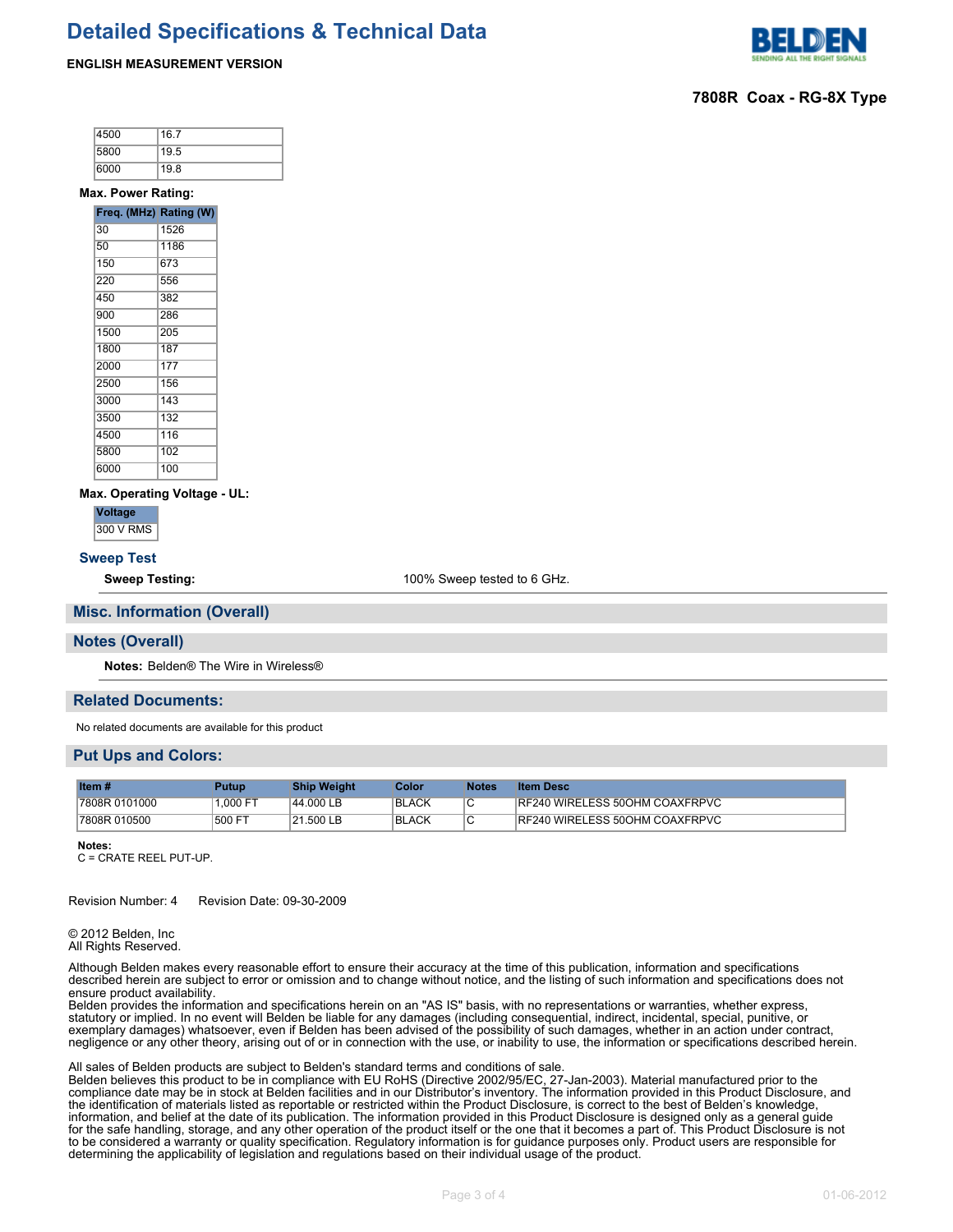| | |
|---|---|
| 4500 | 16.7 |
| 5800 | 19.5 |
| 6000 | 19.8 |

**Max. Power Rating:**

| Freq. (MHz) | Rating (W) |
|---|---|
| 30 | 1526 |
| 50 | 1186 |
| 150 | 673 |
| 220 | 556 |
| 450 | 382 |
| 900 | 286 |
| 1500 | 205 |
| 1800 | 187 |
| 2000 | 177 |
| 2500 | 156 |
| 3000 | 143 |
| 3500 | 132 |
| 4500 | 116 |
| 5800 | 102 |
| 6000 | 100 |

**Max. Operating Voltage - UL:**

| Voltage |
|---|
| 300 V RMS |

### Sweep Test

**Sweep Testing:** 100% Sweep tested to 6 GHz.

## Misc. Information (Overall)

## Notes (Overall)

**Notes:** Belden® The Wire in Wireless®

## Related Documents:

No related documents are available for this product

## Put Ups and Colors:

| Item # | Putup | Ship Weight | Color | Notes | Item Desc |
|---|---|---|---|---|---|
| 7808R 0101000 | 1,000 FT | 44.000 LB | BLACK | C | RF240 WIRELESS 50OHM COAXFRPVC |
| 7808R 010500 | 500 FT | 21.500 LB | BLACK | C | RF240 WIRELESS 50OHM COAXFRPVC |

**Notes:**
C = CRATE REEL PUT-UP.

Revision Number: 4 Revision Date: 09-30-2009

© 2012 Belden, Inc
All Rights Reserved.

Although Belden makes every reasonable effort to ensure their accuracy at the time of this publication, information and specifications described herein are subject to error or omission and to change without notice, and the listing of such information and specifications does not ensure product availability.
Belden provides the information and specifications herein on an "AS IS" basis, with no representations or warranties, whether express, statutory or implied. In no event will Belden be liable for any damages (including consequential, indirect, incidental, special, punitive, or exemplary damages) whatsoever, even if Belden has been advised of the possibility of such damages, whether in an action under contract, negligence or any other theory, arising out of or in connection with the use, or inability to use, the information or specifications described herein.

All sales of Belden products are subject to Belden's standard terms and conditions of sale.
Belden believes this product to be in compliance with EU RoHS (Directive 2002/95/EC, 27-Jan-2003). Material manufactured prior to the compliance date may be in stock at Belden facilities and in our Distributor's inventory. The information provided in this Product Disclosure, and the identification of materials listed as reportable or restricted within the Product Disclosure, is correct to the best of Belden's knowledge, information, and belief at the date of its publication. The information provided in this Product Disclosure is designed only as a general guide for the safe handling, storage, and any other operation of the product itself or the one that it becomes a part of. This Product Disclosure is not to be considered a warranty or quality specification. Regulatory information is for guidance purposes only. Product users are responsible for determining the applicability of legislation and regulations based on their individual usage of the product.